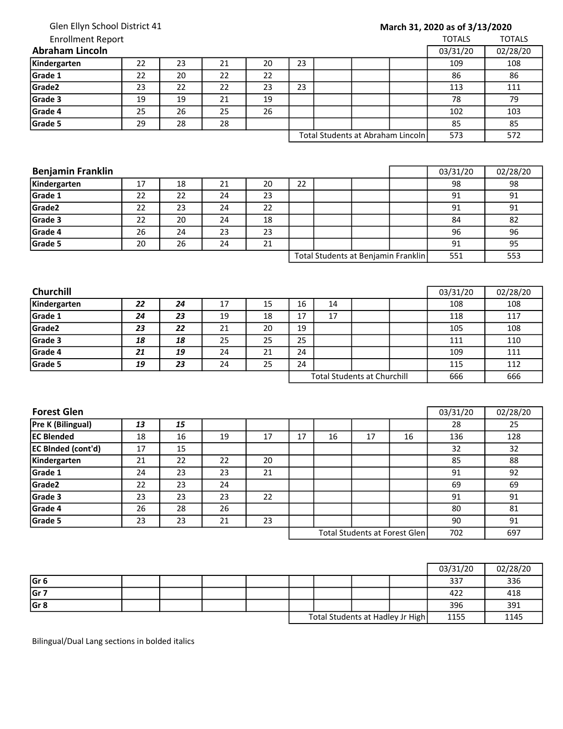Glen Ellyn School District 41

Enrollment Report

**March 31, 2020 as of 3/13/2020**

## Abraham Lincoln

| | | | | | | | | | TOTALS 03/31/20 | TOTALS 02/28/20 |
|---|---|---|---|---|---|---|---|---|---|---|
| **Kindergarten** | 22 | 23 | 21 | 20 | 23 | | | | 109 | 108 |
| **Grade 1** | 22 | 20 | 22 | 22 | | | | | 86 | 86 |
| **Grade2** | 23 | 22 | 22 | 23 | 23 | | | | 113 | 111 |
| **Grade 3** | 19 | 19 | 21 | 19 | | | | | 78 | 79 |
| **Grade 4** | 25 | 26 | 25 | 26 | | | | | 102 | 103 |
| **Grade 5** | 29 | 28 | 28 | | | | | | 85 | 85 |
| | | | | | Total Students at Abraham Lincoln | | | | 573 | 572 |

## Benjamin Franklin

| | | | | | | | | | 03/31/20 | 02/28/20 |
|---|---|---|---|---|---|---|---|---|---|---|
| **Kindergarten** | 17 | 18 | 21 | 20 | 22 | | | | 98 | 98 |
| **Grade 1** | 22 | 22 | 24 | 23 | | | | | 91 | 91 |
| **Grade2** | 22 | 23 | 24 | 22 | | | | | 91 | 91 |
| **Grade 3** | 22 | 20 | 24 | 18 | | | | | 84 | 82 |
| **Grade 4** | 26 | 24 | 23 | 23 | | | | | 96 | 96 |
| **Grade 5** | 20 | 26 | 24 | 21 | | | | | 91 | 95 |
| | | | | | Total Students at Benjamin Franklin | | | | 551 | 553 |

## Churchill

| | | | | | | | | | 03/31/20 | 02/28/20 |
|---|---|---|---|---|---|---|---|---|---|---|
| **Kindergarten** | ***22*** | ***24*** | 17 | 15 | 16 | 14 | | | 108 | 108 |
| **Grade 1** | ***24*** | ***23*** | 19 | 18 | 17 | 17 | | | 118 | 117 |
| **Grade2** | ***23*** | ***22*** | 21 | 20 | 19 | | | | 105 | 108 |
| **Grade 3** | ***18*** | ***18*** | 25 | 25 | 25 | | | | 111 | 110 |
| **Grade 4** | ***21*** | ***19*** | 24 | 21 | 24 | | | | 109 | 111 |
| **Grade 5** | ***19*** | ***23*** | 24 | 25 | 24 | | | | 115 | 112 |
| | | | | | Total Students at Churchill | | | | 666 | 666 |

## Forest Glen

| | | | | | | | | | 03/31/20 | 02/28/20 |
|---|---|---|---|---|---|---|---|---|---|---|
| **Pre K (Bilingual)** | ***13*** | ***15*** | | | | | | | 28 | 25 |
| **EC Blended** | 18 | 16 | 19 | 17 | 17 | 16 | 17 | 16 | 136 | 128 |
| **EC Blnded (cont'd)** | 17 | 15 | | | | | | | 32 | 32 |
| **Kindergarten** | 21 | 22 | 22 | 20 | | | | | 85 | 88 |
| **Grade 1** | 24 | 23 | 23 | 21 | | | | | 91 | 92 |
| **Grade2** | 22 | 23 | 24 | | | | | | 69 | 69 |
| **Grade 3** | 23 | 23 | 23 | 22 | | | | | 91 | 91 |
| **Grade 4** | 26 | 28 | 26 | | | | | | 80 | 81 |
| **Grade 5** | 23 | 23 | 21 | 23 | | | | | 90 | 91 |
| | | | | | Total Students at Forest Glen | | | | 702 | 697 |

| | | | | | | | | | 03/31/20 | 02/28/20 |
|---|---|---|---|---|---|---|---|---|---|---|
| **Gr 6** | | | | | | | | | 337 | 336 |
| **Gr 7** | | | | | | | | | 422 | 418 |
| **Gr 8** | | | | | | | | | 396 | 391 |
| | | | | | Total Students at Hadley Jr High | | | | 1155 | 1145 |

Bilingual/Dual Lang sections in bolded italics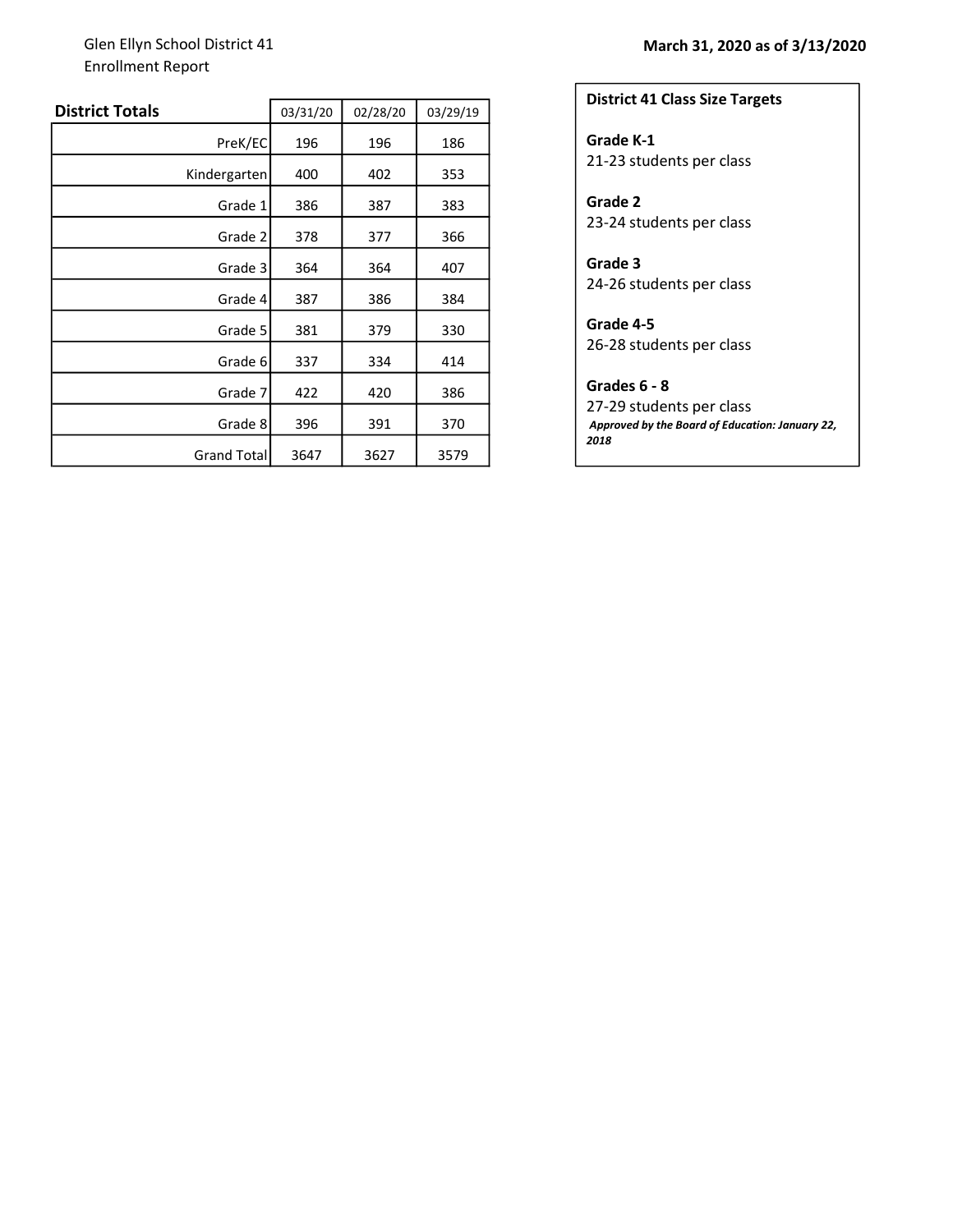Glen Ellyn School District 41
Enrollment Report

**March 31, 2020 as of 3/13/2020**

| **District Totals** | 03/31/20 | 02/28/20 | 03/29/19 |
|---|---|---|---|
| PreK/EC | 196 | 196 | 186 |
| Kindergarten | 400 | 402 | 353 |
| Grade 1 | 386 | 387 | 383 |
| Grade 2 | 378 | 377 | 366 |
| Grade 3 | 364 | 364 | 407 |
| Grade 4 | 387 | 386 | 384 |
| Grade 5 | 381 | 379 | 330 |
| Grade 6 | 337 | 334 | 414 |
| Grade 7 | 422 | 420 | 386 |
| Grade 8 | 396 | 391 | 370 |
| Grand Total | 3647 | 3627 | 3579 |

**District 41 Class Size Targets**

**Grade K-1**
21-23 students per class

**Grade 2**
23-24 students per class

**Grade 3**
24-26 students per class

**Grade 4-5**
26-28 students per class

**Grades 6 - 8**
27-29 students per class

***Approved by the Board of Education: January 22, 2018***